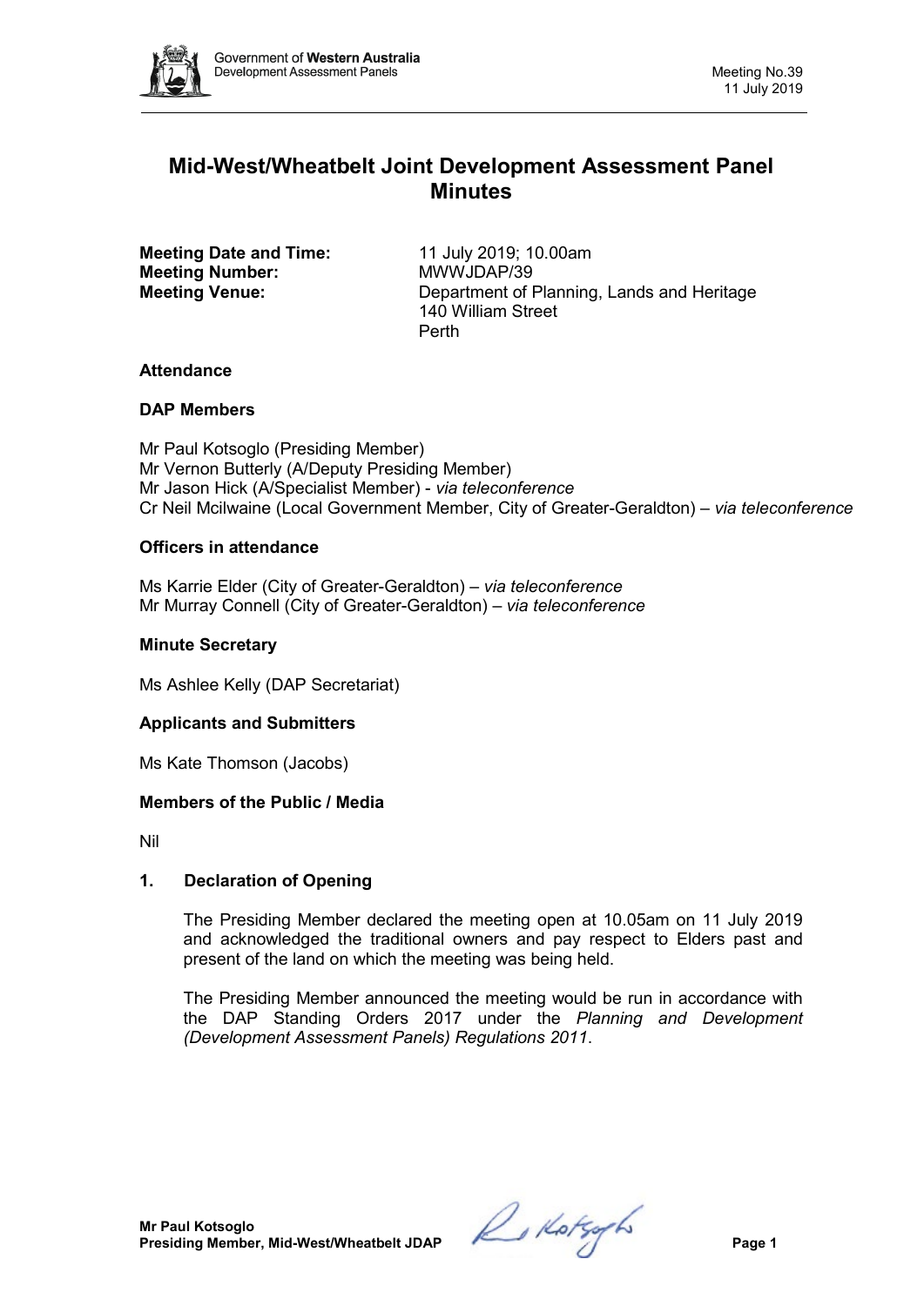# Mid-West/Wheatbelt Joint Development Assessment Panel Minutes

**Meeting Date and Time:** 11 July 2019; 10.00am
**Meeting Number:** MWWJDAP/39
**Meeting Venue:** Department of Planning, Lands and Heritage
140 William Street
Perth

## Attendance

### DAP Members

Mr Paul Kotsoglo (Presiding Member)
Mr Vernon Butterly (A/Deputy Presiding Member)
Mr Jason Hick (A/Specialist Member) - *via teleconference*
Cr Neil Mcilwaine (Local Government Member, City of Greater-Geraldton) – *via teleconference*

### Officers in attendance

Ms Karrie Elder (City of Greater-Geraldton) – *via teleconference*
Mr Murray Connell (City of Greater-Geraldton) – *via teleconference*

### Minute Secretary

Ms Ashlee Kelly (DAP Secretariat)

### Applicants and Submitters

Ms Kate Thomson (Jacobs)

### Members of the Public / Media

Nil

## 1. Declaration of Opening

The Presiding Member declared the meeting open at 10.05am on 11 July 2019 and acknowledged the traditional owners and pay respect to Elders past and present of the land on which the meeting was being held.

The Presiding Member announced the meeting would be run in accordance with the DAP Standing Orders 2017 under the *Planning and Development (Development Assessment Panels) Regulations 2011*.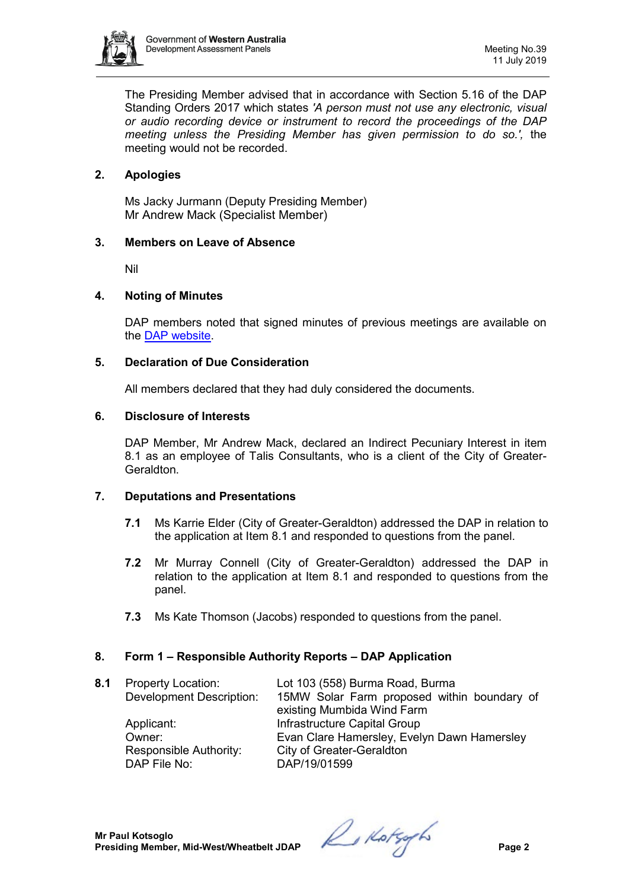The Presiding Member advised that in accordance with Section 5.16 of the DAP Standing Orders 2017 which states *'A person must not use any electronic, visual or audio recording device or instrument to record the proceedings of the DAP meeting unless the Presiding Member has given permission to do so.',* the meeting would not be recorded.

## 2. Apologies

Ms Jacky Jurmann (Deputy Presiding Member)
Mr Andrew Mack (Specialist Member)

## 3. Members on Leave of Absence

Nil

## 4. Noting of Minutes

DAP members noted that signed minutes of previous meetings are available on the [DAP website](DAP website).

## 5. Declaration of Due Consideration

All members declared that they had duly considered the documents.

## 6. Disclosure of Interests

DAP Member, Mr Andrew Mack, declared an Indirect Pecuniary Interest in item 8.1 as an employee of Talis Consultants, who is a client of the City of Greater-Geraldton.

## 7. Deputations and Presentations

**7.1** Ms Karrie Elder (City of Greater-Geraldton) addressed the DAP in relation to the application at Item 8.1 and responded to questions from the panel.

**7.2** Mr Murray Connell (City of Greater-Geraldton) addressed the DAP in relation to the application at Item 8.1 and responded to questions from the panel.

**7.3** Ms Kate Thomson (Jacobs) responded to questions from the panel.

## 8. Form 1 – Responsible Authority Reports – DAP Application

**8.1**

| | |
|---|---|
| Property Location: | Lot 103 (558) Burma Road, Burma |
| Development Description: | 15MW Solar Farm proposed within boundary of existing Mumbida Wind Farm |
| Applicant: | Infrastructure Capital Group |
| Owner: | Evan Clare Hamersley, Evelyn Dawn Hamersley |
| Responsible Authority: | City of Greater-Geraldton |
| DAP File No: | DAP/19/01599 |

**Mr Paul Kotsoglo**
**Presiding Member, Mid-West/Wheatbelt JDAP**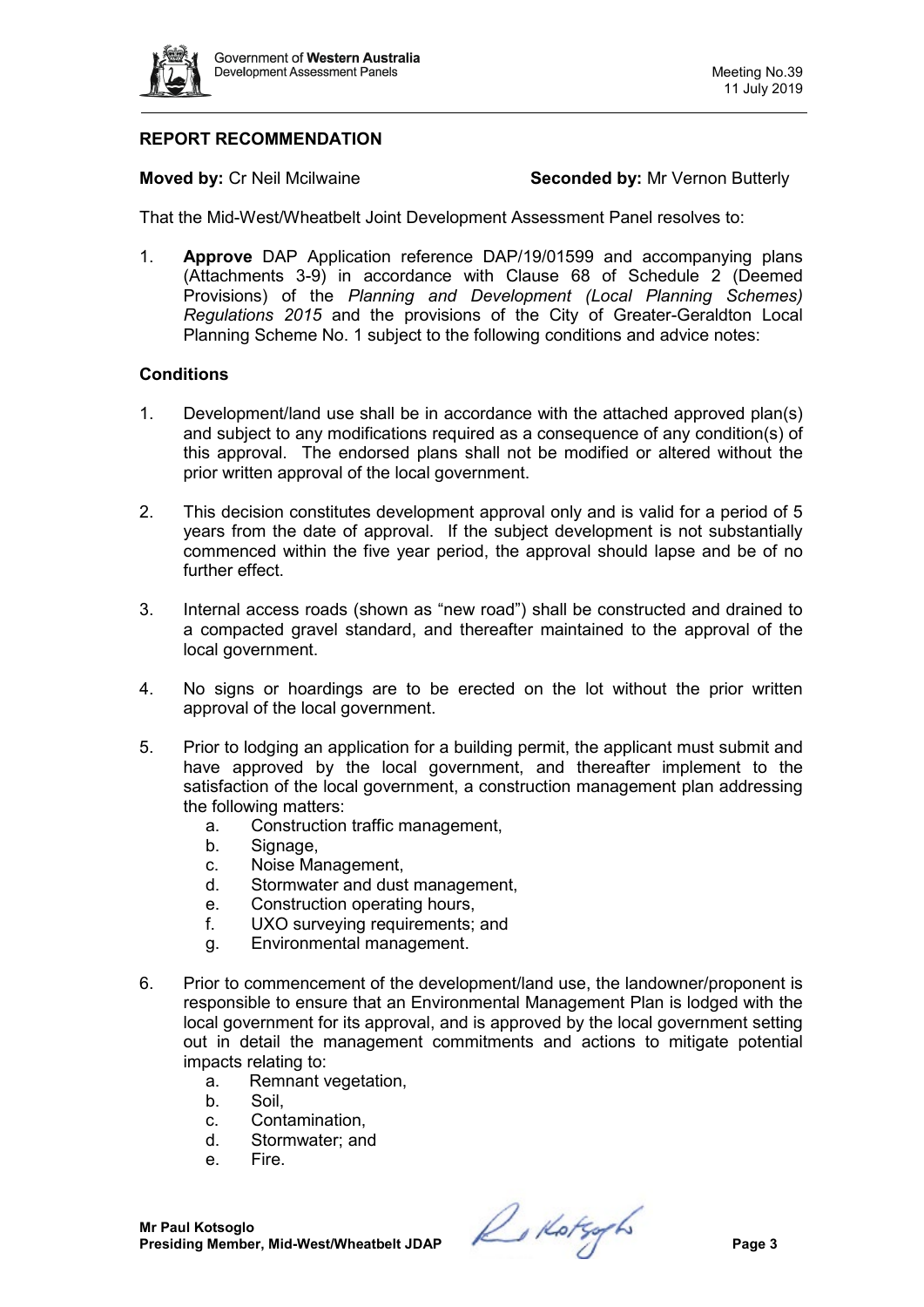## REPORT RECOMMENDATION

**Moved by:** Cr Neil Mcilwaine **Seconded by:** Mr Vernon Butterly

That the Mid-West/Wheatbelt Joint Development Assessment Panel resolves to:

1. **Approve** DAP Application reference DAP/19/01599 and accompanying plans (Attachments 3-9) in accordance with Clause 68 of Schedule 2 (Deemed Provisions) of the *Planning and Development (Local Planning Schemes) Regulations 2015* and the provisions of the City of Greater-Geraldton Local Planning Scheme No. 1 subject to the following conditions and advice notes:

### Conditions

1. Development/land use shall be in accordance with the attached approved plan(s) and subject to any modifications required as a consequence of any condition(s) of this approval. The endorsed plans shall not be modified or altered without the prior written approval of the local government.

2. This decision constitutes development approval only and is valid for a period of 5 years from the date of approval. If the subject development is not substantially commenced within the five year period, the approval should lapse and be of no further effect.

3. Internal access roads (shown as "new road") shall be constructed and drained to a compacted gravel standard, and thereafter maintained to the approval of the local government.

4. No signs or hoardings are to be erected on the lot without the prior written approval of the local government.

5. Prior to lodging an application for a building permit, the applicant must submit and have approved by the local government, and thereafter implement to the satisfaction of the local government, a construction management plan addressing the following matters:
   a. Construction traffic management,
   b. Signage,
   c. Noise Management,
   d. Stormwater and dust management,
   e. Construction operating hours,
   f. UXO surveying requirements; and
   g. Environmental management.

6. Prior to commencement of the development/land use, the landowner/proponent is responsible to ensure that an Environmental Management Plan is lodged with the local government for its approval, and is approved by the local government setting out in detail the management commitments and actions to mitigate potential impacts relating to:
   a. Remnant vegetation,
   b. Soil,
   c. Contamination,
   d. Stormwater; and
   e. Fire.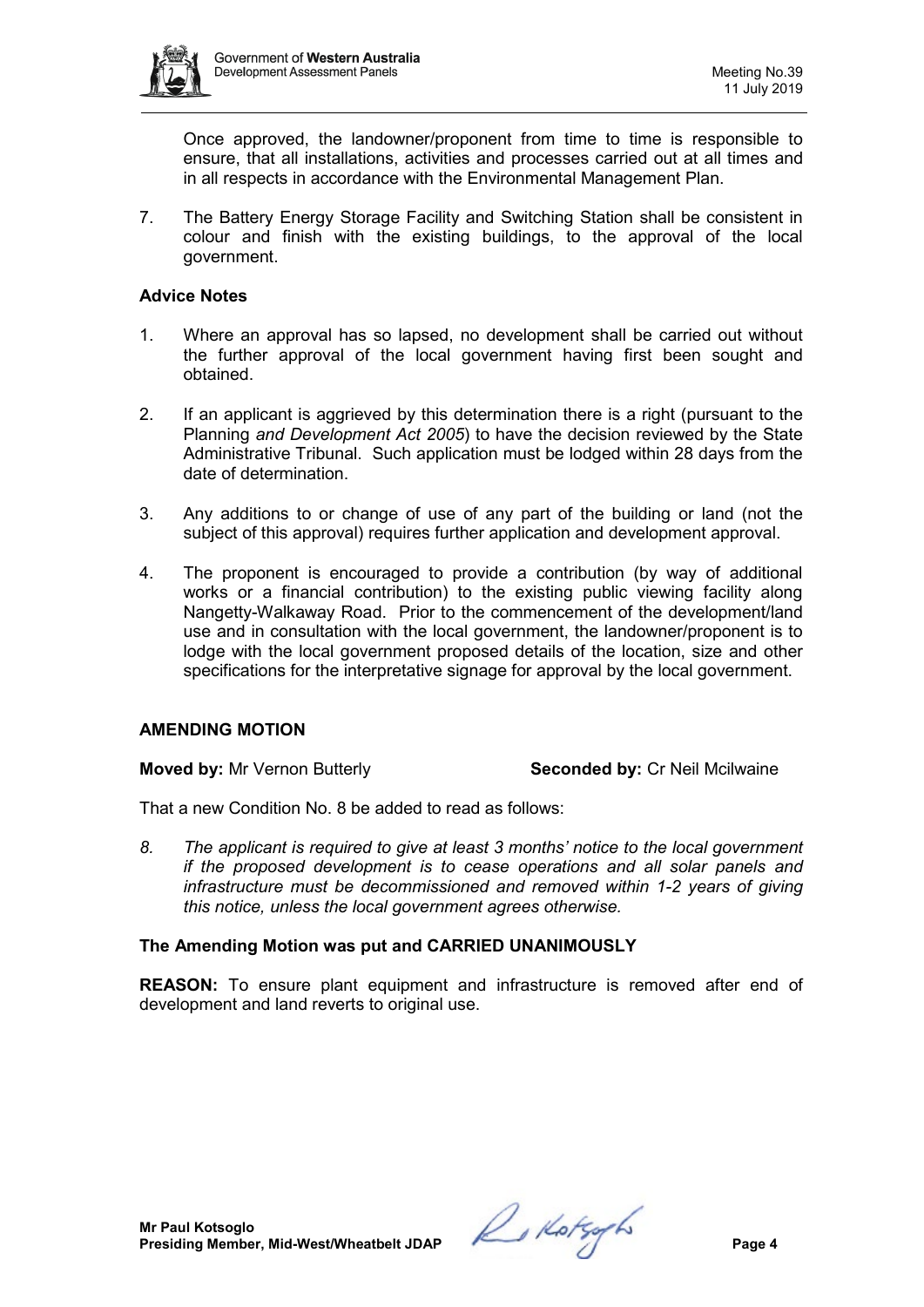Once approved, the landowner/proponent from time to time is responsible to ensure, that all installations, activities and processes carried out at all times and in all respects in accordance with the Environmental Management Plan.

7. The Battery Energy Storage Facility and Switching Station shall be consistent in colour and finish with the existing buildings, to the approval of the local government.

**Advice Notes**

1. Where an approval has so lapsed, no development shall be carried out without the further approval of the local government having first been sought and obtained.

2. If an applicant is aggrieved by this determination there is a right (pursuant to the Planning *and Development Act 2005*) to have the decision reviewed by the State Administrative Tribunal. Such application must be lodged within 28 days from the date of determination.

3. Any additions to or change of use of any part of the building or land (not the subject of this approval) requires further application and development approval.

4. The proponent is encouraged to provide a contribution (by way of additional works or a financial contribution) to the existing public viewing facility along Nangetty-Walkaway Road. Prior to the commencement of the development/land use and in consultation with the local government, the landowner/proponent is to lodge with the local government proposed details of the location, size and other specifications for the interpretative signage for approval by the local government.

**AMENDING MOTION**

**Moved by:** Mr Vernon Butterly **Seconded by:** Cr Neil Mcilwaine

That a new Condition No. 8 be added to read as follows:

*8. The applicant is required to give at least 3 months' notice to the local government if the proposed development is to cease operations and all solar panels and infrastructure must be decommissioned and removed within 1-2 years of giving this notice, unless the local government agrees otherwise.*

**The Amending Motion was put and CARRIED UNANIMOUSLY**

**REASON:** To ensure plant equipment and infrastructure is removed after end of development and land reverts to original use.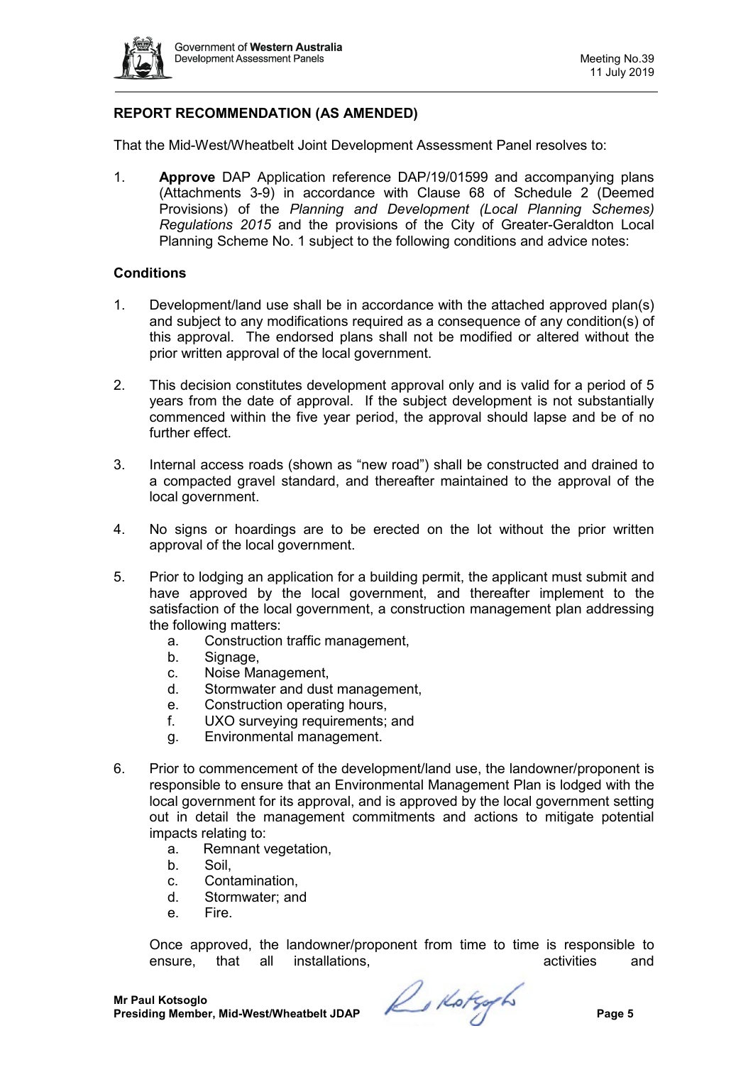## REPORT RECOMMENDATION (AS AMENDED)

That the Mid-West/Wheatbelt Joint Development Assessment Panel resolves to:

1. **Approve** DAP Application reference DAP/19/01599 and accompanying plans (Attachments 3-9) in accordance with Clause 68 of Schedule 2 (Deemed Provisions) of the *Planning and Development (Local Planning Schemes) Regulations 2015* and the provisions of the City of Greater-Geraldton Local Planning Scheme No. 1 subject to the following conditions and advice notes:

### Conditions

1. Development/land use shall be in accordance with the attached approved plan(s) and subject to any modifications required as a consequence of any condition(s) of this approval. The endorsed plans shall not be modified or altered without the prior written approval of the local government.

2. This decision constitutes development approval only and is valid for a period of 5 years from the date of approval. If the subject development is not substantially commenced within the five year period, the approval should lapse and be of no further effect.

3. Internal access roads (shown as "new road") shall be constructed and drained to a compacted gravel standard, and thereafter maintained to the approval of the local government.

4. No signs or hoardings are to be erected on the lot without the prior written approval of the local government.

5. Prior to lodging an application for a building permit, the applicant must submit and have approved by the local government, and thereafter implement to the satisfaction of the local government, a construction management plan addressing the following matters:
   a. Construction traffic management,
   b. Signage,
   c. Noise Management,
   d. Stormwater and dust management,
   e. Construction operating hours,
   f. UXO surveying requirements; and
   g. Environmental management.

6. Prior to commencement of the development/land use, the landowner/proponent is responsible to ensure that an Environmental Management Plan is lodged with the local government for its approval, and is approved by the local government setting out in detail the management commitments and actions to mitigate potential impacts relating to:
   a. Remnant vegetation,
   b. Soil,
   c. Contamination,
   d. Stormwater; and
   e. Fire.

   Once approved, the landowner/proponent from time to time is responsible to ensure, that all installations, activities and

**Mr Paul Kotsoglo**
**Presiding Member, Mid-West/Wheatbelt JDAP**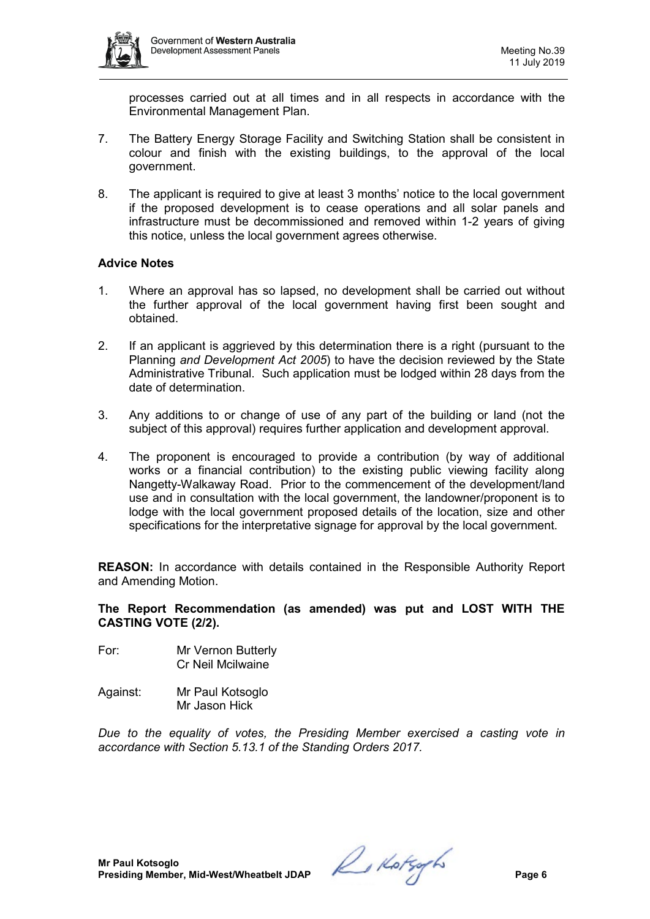processes carried out at all times and in all respects in accordance with the Environmental Management Plan.

7. The Battery Energy Storage Facility and Switching Station shall be consistent in colour and finish with the existing buildings, to the approval of the local government.

8. The applicant is required to give at least 3 months' notice to the local government if the proposed development is to cease operations and all solar panels and infrastructure must be decommissioned and removed within 1-2 years of giving this notice, unless the local government agrees otherwise.

**Advice Notes**

1. Where an approval has so lapsed, no development shall be carried out without the further approval of the local government having first been sought and obtained.

2. If an applicant is aggrieved by this determination there is a right (pursuant to the Planning *and Development Act 2005*) to have the decision reviewed by the State Administrative Tribunal. Such application must be lodged within 28 days from the date of determination.

3. Any additions to or change of use of any part of the building or land (not the subject of this approval) requires further application and development approval.

4. The proponent is encouraged to provide a contribution (by way of additional works or a financial contribution) to the existing public viewing facility along Nangetty-Walkaway Road. Prior to the commencement of the development/land use and in consultation with the local government, the landowner/proponent is to lodge with the local government proposed details of the location, size and other specifications for the interpretative signage for approval by the local government.

**REASON:** In accordance with details contained in the Responsible Authority Report and Amending Motion.

**The Report Recommendation (as amended) was put and LOST WITH THE CASTING VOTE (2/2).**

For: Mr Vernon Butterly
Cr Neil Mcilwaine

Against: Mr Paul Kotsoglo
Mr Jason Hick

*Due to the equality of votes, the Presiding Member exercised a casting vote in accordance with Section 5.13.1 of the Standing Orders 2017.*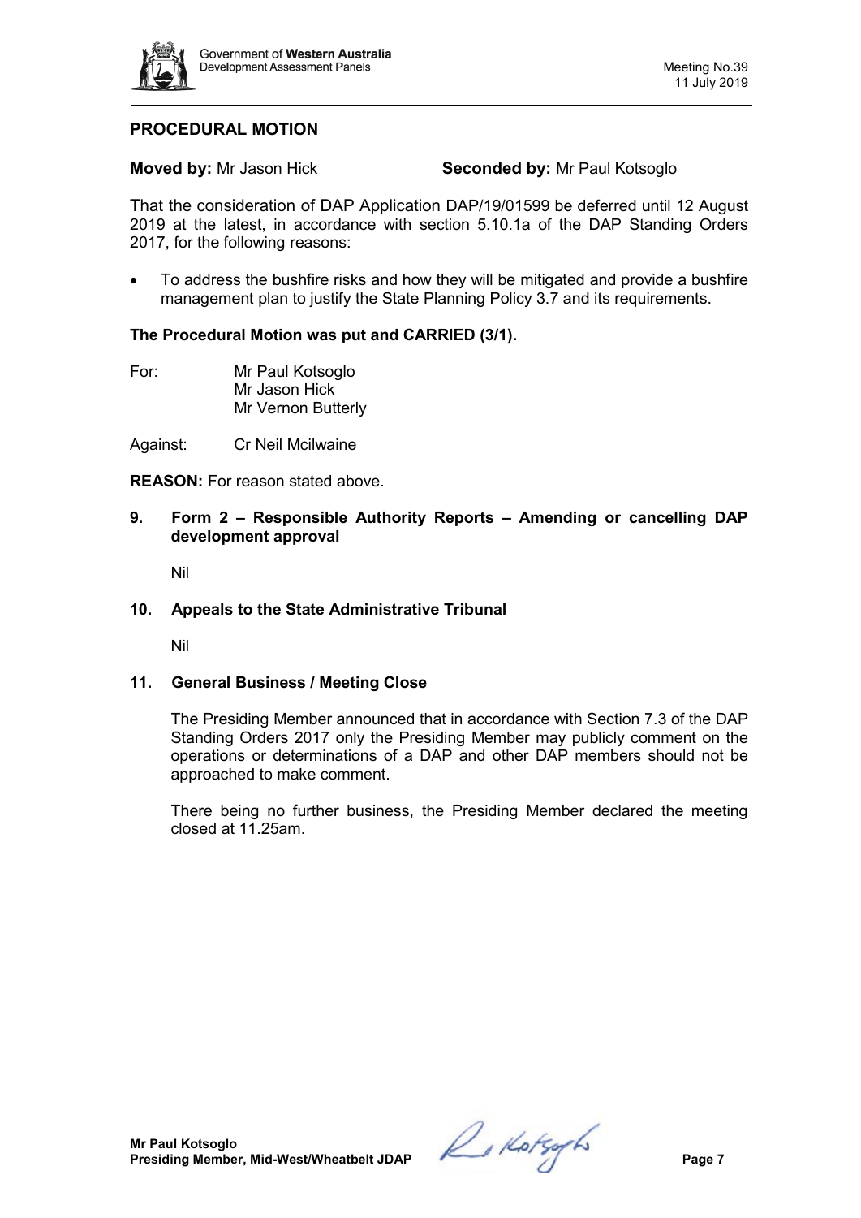**PROCEDURAL MOTION**

**Moved by:** Mr Jason Hick **Seconded by:** Mr Paul Kotsoglo

That the consideration of DAP Application DAP/19/01599 be deferred until 12 August 2019 at the latest, in accordance with section 5.10.1a of the DAP Standing Orders 2017, for the following reasons:

- To address the bushfire risks and how they will be mitigated and provide a bushfire management plan to justify the State Planning Policy 3.7 and its requirements.

**The Procedural Motion was put and CARRIED (3/1).**

For: Mr Paul Kotsoglo
Mr Jason Hick
Mr Vernon Butterly

Against: Cr Neil Mcilwaine

**REASON:** For reason stated above.

**9. Form 2 – Responsible Authority Reports – Amending or cancelling DAP development approval**

Nil

**10. Appeals to the State Administrative Tribunal**

Nil

**11. General Business / Meeting Close**

The Presiding Member announced that in accordance with Section 7.3 of the DAP Standing Orders 2017 only the Presiding Member may publicly comment on the operations or determinations of a DAP and other DAP members should not be approached to make comment.

There being no further business, the Presiding Member declared the meeting closed at 11.25am.

**Mr Paul Kotsoglo**
**Presiding Member, Mid-West/Wheatbelt JDAP**